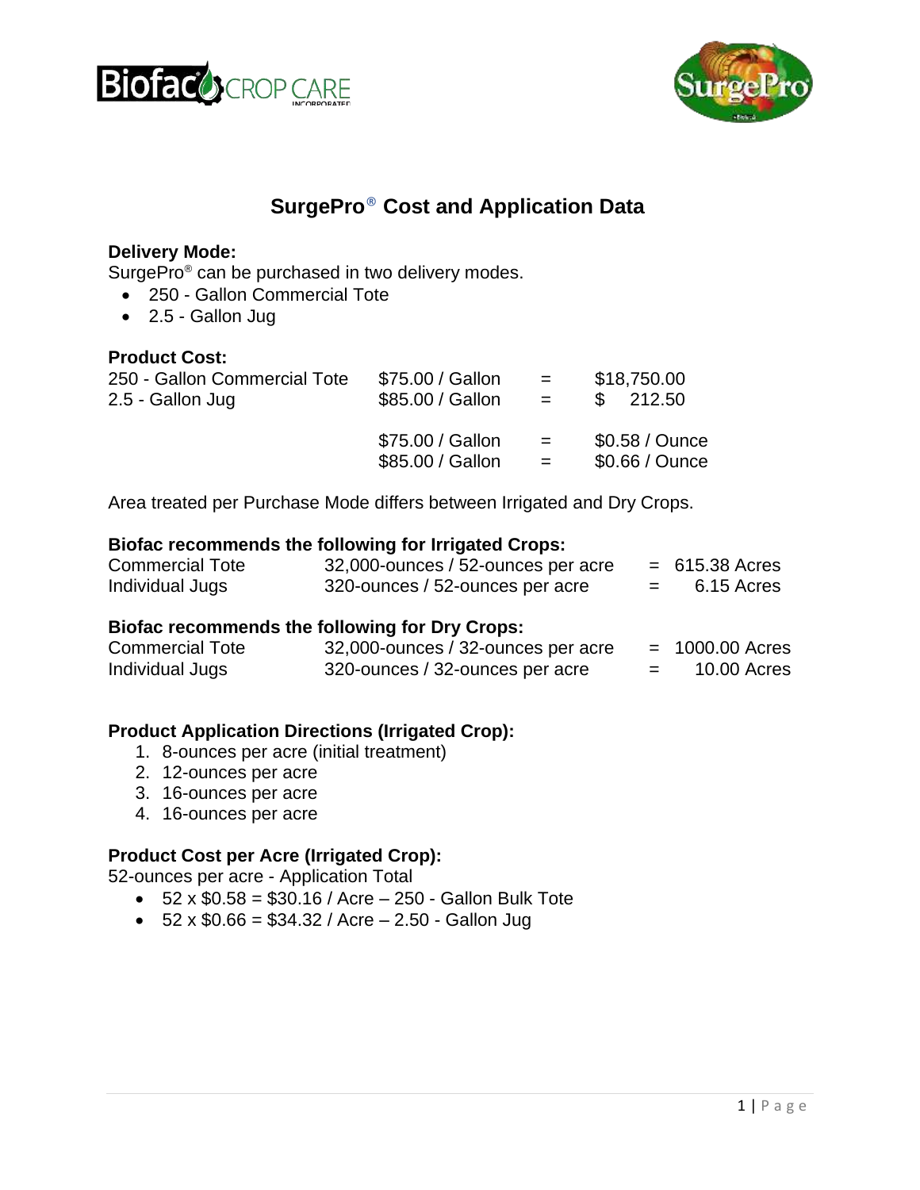# SurgePro® Cost and Application Data

**Delivery Mode:**
SurgePro® can be purchased in two delivery modes.

- 250 - Gallon Commercial Tote
- 2.5 - Gallon Jug

**Product Cost:**

| | | | |
|---|---|---|---|
| 250 - Gallon Commercial Tote | $75.00 / Gallon | = | $18,750.00 |
| 2.5 - Gallon Jug | $85.00 / Gallon | = | $ 212.50 |
| | $75.00 / Gallon | = | $0.58 / Ounce |
| | $85.00 / Gallon | = | $0.66 / Ounce |

Area treated per Purchase Mode differs between Irrigated and Dry Crops.

**Biofac recommends the following for Irrigated Crops:**

| | | | |
|---|---|---|---|
| Commercial Tote | 32,000-ounces / 52-ounces per acre | = | 615.38 Acres |
| Individual Jugs | 320-ounces / 52-ounces per acre | = | 6.15 Acres |

**Biofac recommends the following for Dry Crops:**

| | | | |
|---|---|---|---|
| Commercial Tote | 32,000-ounces / 32-ounces per acre | = | 1000.00 Acres |
| Individual Jugs | 320-ounces / 32-ounces per acre | = | 10.00 Acres |

**Product Application Directions (Irrigated Crop):**

1. 8-ounces per acre (initial treatment)
2. 12-ounces per acre
3. 16-ounces per acre
4. 16-ounces per acre

**Product Cost per Acre (Irrigated Crop):**
52-ounces per acre - Application Total

- 52 x $0.58 = $30.16 / Acre – 250 - Gallon Bulk Tote
- 52 x $0.66 = $34.32 / Acre – 2.50 - Gallon Jug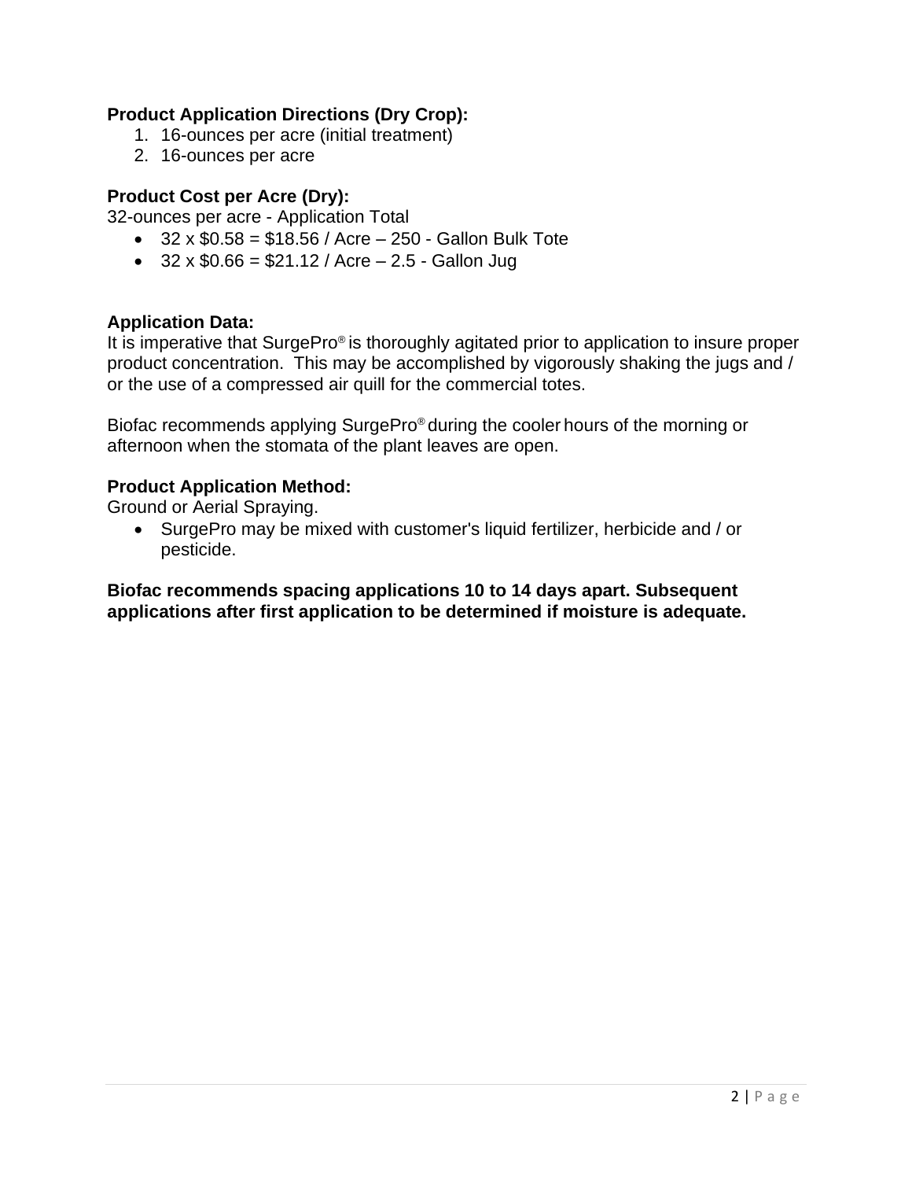**Product Application Directions (Dry Crop):**

1. 16-ounces per acre (initial treatment)
2. 16-ounces per acre

**Product Cost per Acre (Dry):**

32-ounces per acre - Application Total

- 32 x $0.58 = $18.56 / Acre – 250 - Gallon Bulk Tote
- 32 x $0.66 = $21.12 / Acre – 2.5 - Gallon Jug

**Application Data:**

It is imperative that SurgePro® is thoroughly agitated prior to application to insure proper product concentration. This may be accomplished by vigorously shaking the jugs and / or the use of a compressed air quill for the commercial totes.

Biofac recommends applying SurgePro® during the cooler hours of the morning or afternoon when the stomata of the plant leaves are open.

**Product Application Method:**

Ground or Aerial Spraying.

- SurgePro may be mixed with customer's liquid fertilizer, herbicide and / or pesticide.

**Biofac recommends spacing applications 10 to 14 days apart. Subsequent applications after first application to be determined if moisture is adequate.**